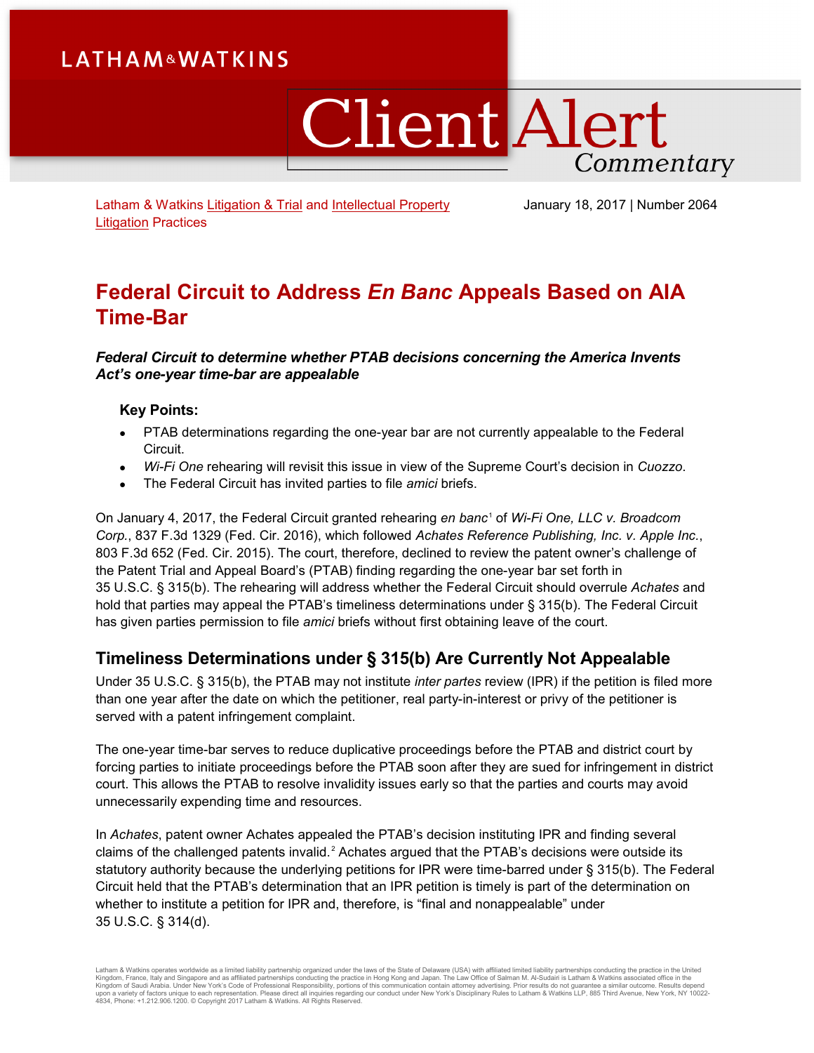LATHAM & WATKINS

# Client Alert Commentary

Latham & Watkins Litigation & Trial and Intellectual Property Litigation Practices

January 18, 2017 | Number 2064

# Federal Circuit to Address *En Banc* Appeals Based on AIA Time-Bar

***Federal Circuit to determine whether PTAB decisions concerning the America Invents Act's one-year time-bar are appealable***

**Key Points:**

- PTAB determinations regarding the one-year bar are not currently appealable to the Federal Circuit.
- *Wi-Fi One* rehearing will revisit this issue in view of the Supreme Court's decision in *Cuozzo*.
- The Federal Circuit has invited parties to file *amici* briefs.

On January 4, 2017, the Federal Circuit granted rehearing *en banc*[1] of *Wi-Fi One, LLC v. Broadcom Corp.*, 837 F.3d 1329 (Fed. Cir. 2016), which followed *Achates Reference Publishing, Inc. v. Apple Inc.*, 803 F.3d 652 (Fed. Cir. 2015). The court, therefore, declined to review the patent owner's challenge of the Patent Trial and Appeal Board's (PTAB) finding regarding the one-year bar set forth in 35 U.S.C. § 315(b). The rehearing will address whether the Federal Circuit should overrule *Achates* and hold that parties may appeal the PTAB's timeliness determinations under § 315(b). The Federal Circuit has given parties permission to file *amici* briefs without first obtaining leave of the court.

## Timeliness Determinations under § 315(b) Are Currently Not Appealable

Under 35 U.S.C. § 315(b), the PTAB may not institute *inter partes* review (IPR) if the petition is filed more than one year after the date on which the petitioner, real party-in-interest or privy of the petitioner is served with a patent infringement complaint.

The one-year time-bar serves to reduce duplicative proceedings before the PTAB and district court by forcing parties to initiate proceedings before the PTAB soon after they are sued for infringement in district court. This allows the PTAB to resolve invalidity issues early so that the parties and courts may avoid unnecessarily expending time and resources.

In *Achates*, patent owner Achates appealed the PTAB's decision instituting IPR and finding several claims of the challenged patents invalid.[2] Achates argued that the PTAB's decisions were outside its statutory authority because the underlying petitions for IPR were time-barred under § 315(b). The Federal Circuit held that the PTAB's determination that an IPR petition is timely is part of the determination on whether to institute a petition for IPR and, therefore, is "final and nonappealable" under 35 U.S.C. § 314(d).

Latham & Watkins operates worldwide as a limited liability partnership organized under the laws of the State of Delaware (USA) with affiliated limited liability partnerships conducting the practice in the United Kingdom, France, Italy and Singapore and as affiliated partnerships conducting the practice in Hong Kong and Japan. The Law Office of Salman M. Al-Sudairi is Latham & Watkins associated office in the Kingdom of Saudi Arabia. Under New York's Code of Professional Responsibility, portions of this communication contain attorney advertising. Prior results do not guarantee a similar outcome. Results depend upon a variety of factors unique to each representation. Please direct all inquiries regarding our conduct under New York's Disciplinary Rules to Latham & Watkins LLP, 885 Third Avenue, New York, NY 10022-4834, Phone: +1.212.906.1200. © Copyright 2017 Latham & Watkins. All Rights Reserved.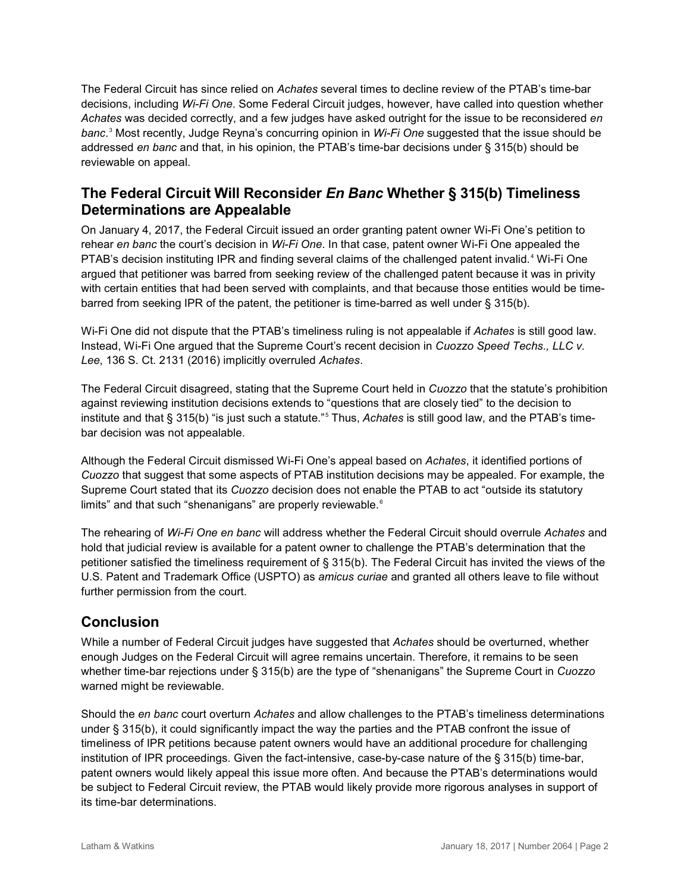The Federal Circuit has since relied on *Achates* several times to decline review of the PTAB's time-bar decisions, including *Wi-Fi One*. Some Federal Circuit judges, however, have called into question whether *Achates* was decided correctly, and a few judges have asked outright for the issue to be reconsidered *en banc*.[3] Most recently, Judge Reyna's concurring opinion in *Wi-Fi One* suggested that the issue should be addressed *en banc* and that, in his opinion, the PTAB's time-bar decisions under § 315(b) should be reviewable on appeal.

## The Federal Circuit Will Reconsider *En Banc* Whether § 315(b) Timeliness Determinations are Appealable

On January 4, 2017, the Federal Circuit issued an order granting patent owner Wi-Fi One's petition to rehear *en banc* the court's decision in *Wi-Fi One*. In that case, patent owner Wi-Fi One appealed the PTAB's decision instituting IPR and finding several claims of the challenged patent invalid.[4] Wi-Fi One argued that petitioner was barred from seeking review of the challenged patent because it was in privity with certain entities that had been served with complaints, and that because those entities would be time-barred from seeking IPR of the patent, the petitioner is time-barred as well under § 315(b).

Wi-Fi One did not dispute that the PTAB's timeliness ruling is not appealable if *Achates* is still good law. Instead, Wi-Fi One argued that the Supreme Court's recent decision in *Cuozzo Speed Techs., LLC v. Lee*, 136 S. Ct. 2131 (2016) implicitly overruled *Achates*.

The Federal Circuit disagreed, stating that the Supreme Court held in *Cuozzo* that the statute's prohibition against reviewing institution decisions extends to "questions that are closely tied" to the decision to institute and that § 315(b) "is just such a statute."[5] Thus, *Achates* is still good law, and the PTAB's time-bar decision was not appealable.

Although the Federal Circuit dismissed Wi-Fi One's appeal based on *Achates*, it identified portions of *Cuozzo* that suggest that some aspects of PTAB institution decisions may be appealed. For example, the Supreme Court stated that its *Cuozzo* decision does not enable the PTAB to act "outside its statutory limits" and that such "shenanigans" are properly reviewable.[6]

The rehearing of *Wi-Fi One en banc* will address whether the Federal Circuit should overrule *Achates* and hold that judicial review is available for a patent owner to challenge the PTAB's determination that the petitioner satisfied the timeliness requirement of § 315(b). The Federal Circuit has invited the views of the U.S. Patent and Trademark Office (USPTO) as *amicus curiae* and granted all others leave to file without further permission from the court.

## Conclusion

While a number of Federal Circuit judges have suggested that *Achates* should be overturned, whether enough Judges on the Federal Circuit will agree remains uncertain. Therefore, it remains to be seen whether time-bar rejections under § 315(b) are the type of "shenanigans" the Supreme Court in *Cuozzo* warned might be reviewable.

Should the *en banc* court overturn *Achates* and allow challenges to the PTAB's timeliness determinations under § 315(b), it could significantly impact the way the parties and the PTAB confront the issue of timeliness of IPR petitions because patent owners would have an additional procedure for challenging institution of IPR proceedings. Given the fact-intensive, case-by-case nature of the § 315(b) time-bar, patent owners would likely appeal this issue more often. And because the PTAB's determinations would be subject to Federal Circuit review, the PTAB would likely provide more rigorous analyses in support of its time-bar determinations.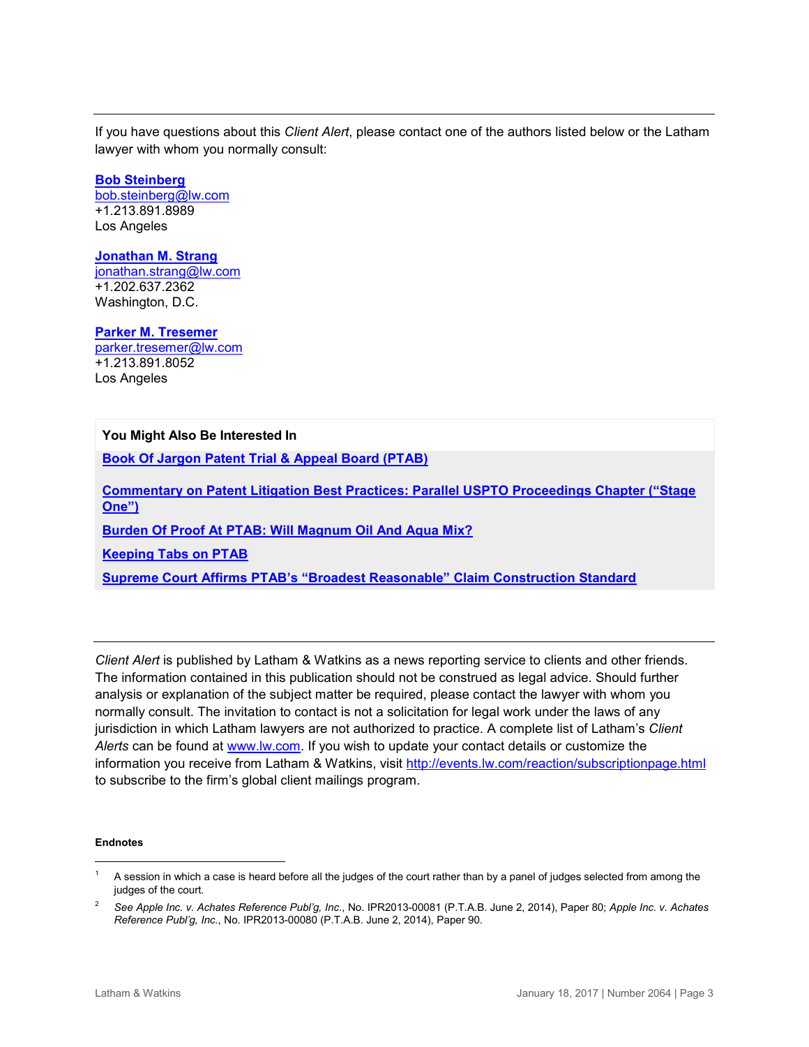If you have questions about this *Client Alert*, please contact one of the authors listed below or the Latham lawyer with whom you normally consult:

**Bob Steinberg**
bob.steinberg@lw.com
+1.213.891.8989
Los Angeles

**Jonathan M. Strang**
jonathan.strang@lw.com
+1.202.637.2362
Washington, D.C.

**Parker M. Tresemer**
parker.tresemer@lw.com
+1.213.891.8052
Los Angeles

**You Might Also Be Interested In**

**Book Of Jargon Patent Trial & Appeal Board (PTAB)**

**Commentary on Patent Litigation Best Practices: Parallel USPTO Proceedings Chapter ("Stage One")**

**Burden Of Proof At PTAB: Will Magnum Oil And Aqua Mix?**

**Keeping Tabs on PTAB**

**Supreme Court Affirms PTAB's "Broadest Reasonable" Claim Construction Standard**

*Client Alert* is published by Latham & Watkins as a news reporting service to clients and other friends. The information contained in this publication should not be construed as legal advice. Should further analysis or explanation of the subject matter be required, please contact the lawyer with whom you normally consult. The invitation to contact is not a solicitation for legal work under the laws of any jurisdiction in which Latham lawyers are not authorized to practice. A complete list of Latham's *Client Alerts* can be found at www.lw.com. If you wish to update your contact details or customize the information you receive from Latham & Watkins, visit http://events.lw.com/reaction/subscriptionpage.html to subscribe to the firm's global client mailings program.

**Endnotes**

[1] A session in which a case is heard before all the judges of the court rather than by a panel of judges selected from among the judges of the court.

[2] *See Apple Inc. v. Achates Reference Publ'g, Inc.*, No. IPR2013-00081 (P.T.A.B. June 2, 2014), Paper 80; *Apple Inc. v. Achates Reference Publ'g, Inc.*, No. IPR2013-00080 (P.T.A.B. June 2, 2014), Paper 90.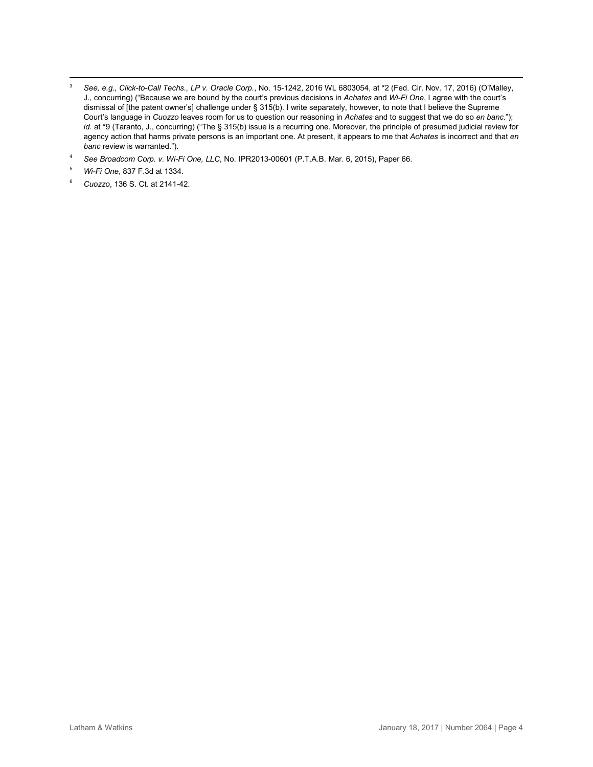[3] *See, e.g., Click-to-Call Techs., LP v. Oracle Corp.*, No. 15-1242, 2016 WL 6803054, at *2 (Fed. Cir. Nov. 17, 2016) (O'Malley, J., concurring) ("Because we are bound by the court's previous decisions in *Achates* and *Wi-Fi One*, I agree with the court's dismissal of [the patent owner's] challenge under § 315(b). I write separately, however, to note that I believe the Supreme Court's language in *Cuozzo* leaves room for us to question our reasoning in *Achates* and to suggest that we do so *en banc*."); *id.* at *9 (Taranto, J., concurring) ("The § 315(b) issue is a recurring one. Moreover, the principle of presumed judicial review for agency action that harms private persons is an important one. At present, it appears to me that *Achates* is incorrect and that *en banc* review is warranted.").

[4] *See Broadcom Corp. v. Wi-Fi One, LLC*, No. IPR2013-00601 (P.T.A.B. Mar. 6, 2015), Paper 66.

[5] *Wi-Fi One*, 837 F.3d at 1334.

[6] *Cuozzo*, 136 S. Ct. at 2141-42.